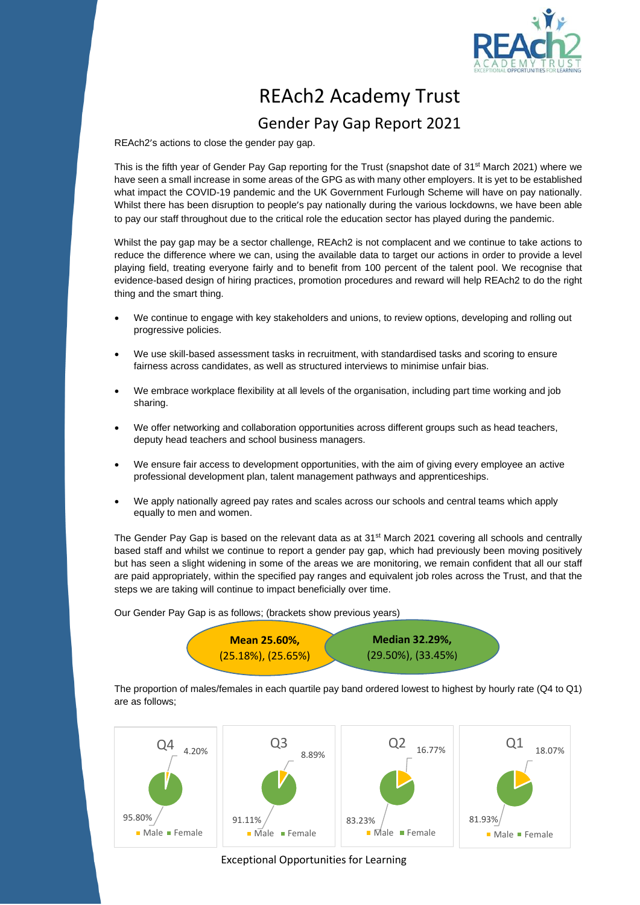# REAch2 Academy Trust

## Gender Pay Gap Report 2021

REAch2's actions to close the gender pay gap.

This is the fifth year of Gender Pay Gap reporting for the Trust (snapshot date of 31st March 2021) where we have seen a small increase in some areas of the GPG as with many other employers. It is yet to be established what impact the COVID-19 pandemic and the UK Government Furlough Scheme will have on pay nationally. Whilst there has been disruption to people's pay nationally during the various lockdowns, we have been able to pay our staff throughout due to the critical role the education sector has played during the pandemic.

Whilst the pay gap may be a sector challenge, REAch2 is not complacent and we continue to take actions to reduce the difference where we can, using the available data to target our actions in order to provide a level playing field, treating everyone fairly and to benefit from 100 percent of the talent pool. We recognise that evidence-based design of hiring practices, promotion procedures and reward will help REAch2 to do the right thing and the smart thing.

- We continue to engage with key stakeholders and unions, to review options, developing and rolling out progressive policies.
- We use skill-based assessment tasks in recruitment, with standardised tasks and scoring to ensure fairness across candidates, as well as structured interviews to minimise unfair bias.
- We embrace workplace flexibility at all levels of the organisation, including part time working and job sharing.
- We offer networking and collaboration opportunities across different groups such as head teachers, deputy head teachers and school business managers.
- We ensure fair access to development opportunities, with the aim of giving every employee an active professional development plan, talent management pathways and apprenticeships.
- We apply nationally agreed pay rates and scales across our schools and central teams which apply equally to men and women.

The Gender Pay Gap is based on the relevant data as at 31st March 2021 covering all schools and centrally based staff and whilst we continue to report a gender pay gap, which had previously been moving positively but has seen a slight widening in some of the areas we are monitoring, we remain confident that all our staff are paid appropriately, within the specified pay ranges and equivalent job roles across the Trust, and that the steps we are taking will continue to impact beneficially over time.

Our Gender Pay Gap is as follows; (brackets show previous years)

**Mean 25.60%,** (25.18%), (25.65%)

**Median 32.29%,** (29.50%), (33.45%)

The proportion of males/females in each quartile pay band ordered lowest to highest by hourly rate (Q4 to Q1) are as follows;

| Quartile | Male | Female |
|---|---|---|
| Q4 | 4.20% | 95.80% |
| Q3 | 8.89% | 91.11% |
| Q2 | 16.77% | 83.23% |
| Q1 | 18.07% | 81.93% |

Exceptional Opportunities for Learning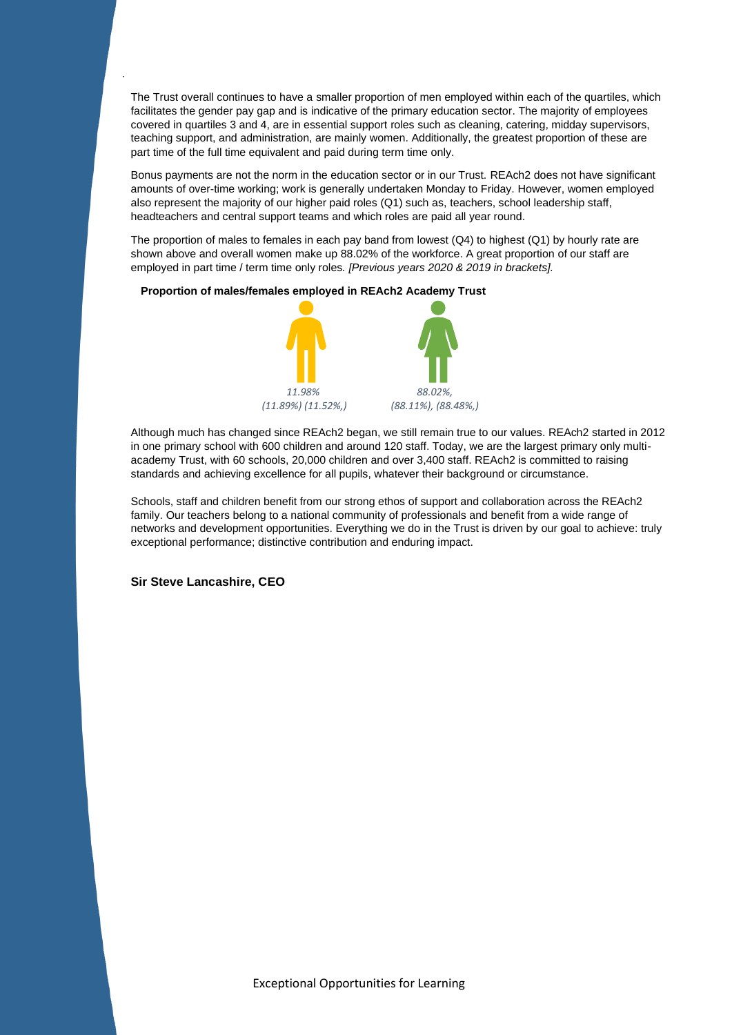The Trust overall continues to have a smaller proportion of men employed within each of the quartiles, which facilitates the gender pay gap and is indicative of the primary education sector. The majority of employees covered in quartiles 3 and 4, are in essential support roles such as cleaning, catering, midday supervisors, teaching support, and administration, are mainly women. Additionally, the greatest proportion of these are part time of the full time equivalent and paid during term time only.

Bonus payments are not the norm in the education sector or in our Trust. REAch2 does not have significant amounts of over-time working; work is generally undertaken Monday to Friday. However, women employed also represent the majority of our higher paid roles (Q1) such as, teachers, school leadership staff, headteachers and central support teams and which roles are paid all year round.

The proportion of males to females in each pay band from lowest (Q4) to highest (Q1) by hourly rate are shown above and overall women make up 88.02% of the workforce. A great proportion of our staff are employed in part time / term time only roles. *[Previous years 2020 & 2019 in brackets].*

**Proportion of males/females employed in REAch2 Academy Trust**

*11.98%*
*(11.89%) (11.52%,)*

*88.02%,*
*(88.11%), (88.48%,)*

Although much has changed since REAch2 began, we still remain true to our values. REAch2 started in 2012 in one primary school with 600 children and around 120 staff. Today, we are the largest primary only multi-academy Trust, with 60 schools, 20,000 children and over 3,400 staff. REAch2 is committed to raising standards and achieving excellence for all pupils, whatever their background or circumstance.

Schools, staff and children benefit from our strong ethos of support and collaboration across the REAch2 family. Our teachers belong to a national community of professionals and benefit from a wide range of networks and development opportunities. Everything we do in the Trust is driven by our goal to achieve: truly exceptional performance; distinctive contribution and enduring impact.

**Sir Steve Lancashire, CEO**

Exceptional Opportunities for Learning